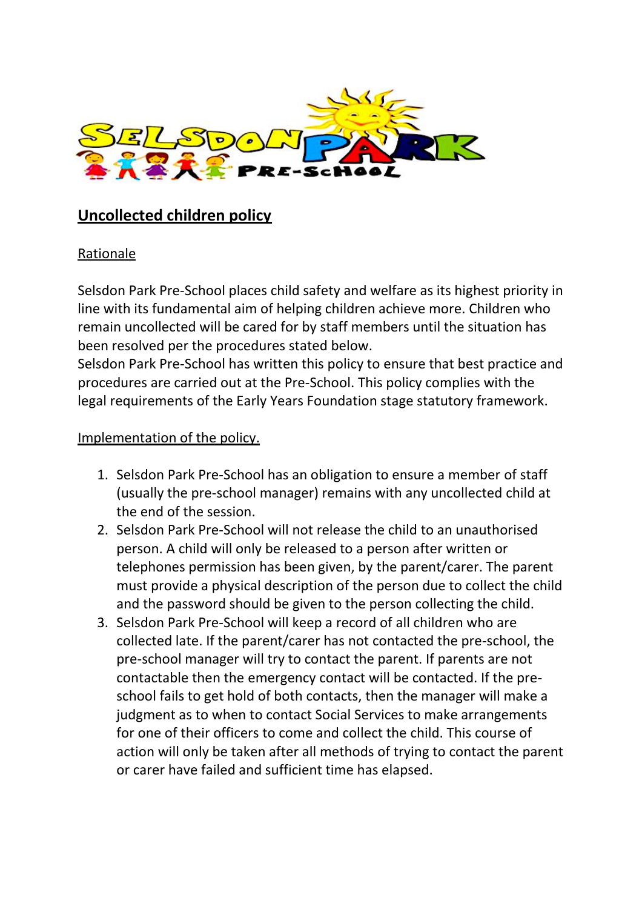# Uncollected children policy

## Rationale

Selsdon Park Pre-School places child safety and welfare as its highest priority in line with its fundamental aim of helping children achieve more. Children who remain uncollected will be cared for by staff members until the situation has been resolved per the procedures stated below.
Selsdon Park Pre-School has written this policy to ensure that best practice and procedures are carried out at the Pre-School. This policy complies with the legal requirements of the Early Years Foundation stage statutory framework.

## Implementation of the policy.

1. Selsdon Park Pre-School has an obligation to ensure a member of staff (usually the pre-school manager) remains with any uncollected child at the end of the session.
2. Selsdon Park Pre-School will not release the child to an unauthorised person. A child will only be released to a person after written or telephones permission has been given, by the parent/carer. The parent must provide a physical description of the person due to collect the child and the password should be given to the person collecting the child.
3. Selsdon Park Pre-School will keep a record of all children who are collected late. If the parent/carer has not contacted the pre-school, the pre-school manager will try to contact the parent. If parents are not contactable then the emergency contact will be contacted. If the pre-school fails to get hold of both contacts, then the manager will make a judgment as to when to contact Social Services to make arrangements for one of their officers to come and collect the child. This course of action will only be taken after all methods of trying to contact the parent or carer have failed and sufficient time has elapsed.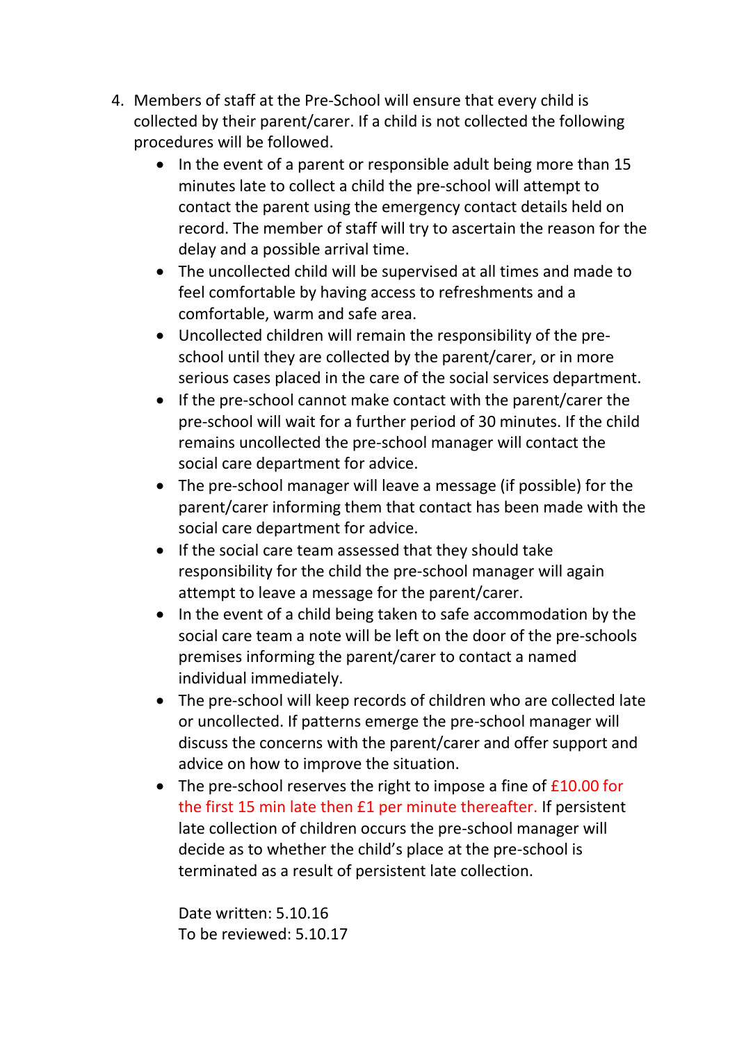4. Members of staff at the Pre-School will ensure that every child is collected by their parent/carer. If a child is not collected the following procedures will be followed.
    - In the event of a parent or responsible adult being more than 15 minutes late to collect a child the pre-school will attempt to contact the parent using the emergency contact details held on record. The member of staff will try to ascertain the reason for the delay and a possible arrival time.
    - The uncollected child will be supervised at all times and made to feel comfortable by having access to refreshments and a comfortable, warm and safe area.
    - Uncollected children will remain the responsibility of the pre-school until they are collected by the parent/carer, or in more serious cases placed in the care of the social services department.
    - If the pre-school cannot make contact with the parent/carer the pre-school will wait for a further period of 30 minutes. If the child remains uncollected the pre-school manager will contact the social care department for advice.
    - The pre-school manager will leave a message (if possible) for the parent/carer informing them that contact has been made with the social care department for advice.
    - If the social care team assessed that they should take responsibility for the child the pre-school manager will again attempt to leave a message for the parent/carer.
    - In the event of a child being taken to safe accommodation by the social care team a note will be left on the door of the pre-schools premises informing the parent/carer to contact a named individual immediately.
    - The pre-school will keep records of children who are collected late or uncollected. If patterns emerge the pre-school manager will discuss the concerns with the parent/carer and offer support and advice on how to improve the situation.
    - The pre-school reserves the right to impose a fine of £10.00 for the first 15 min late then £1 per minute thereafter. If persistent late collection of children occurs the pre-school manager will decide as to whether the child's place at the pre-school is terminated as a result of persistent late collection.

    Date written: 5.10.16
    To be reviewed: 5.10.17